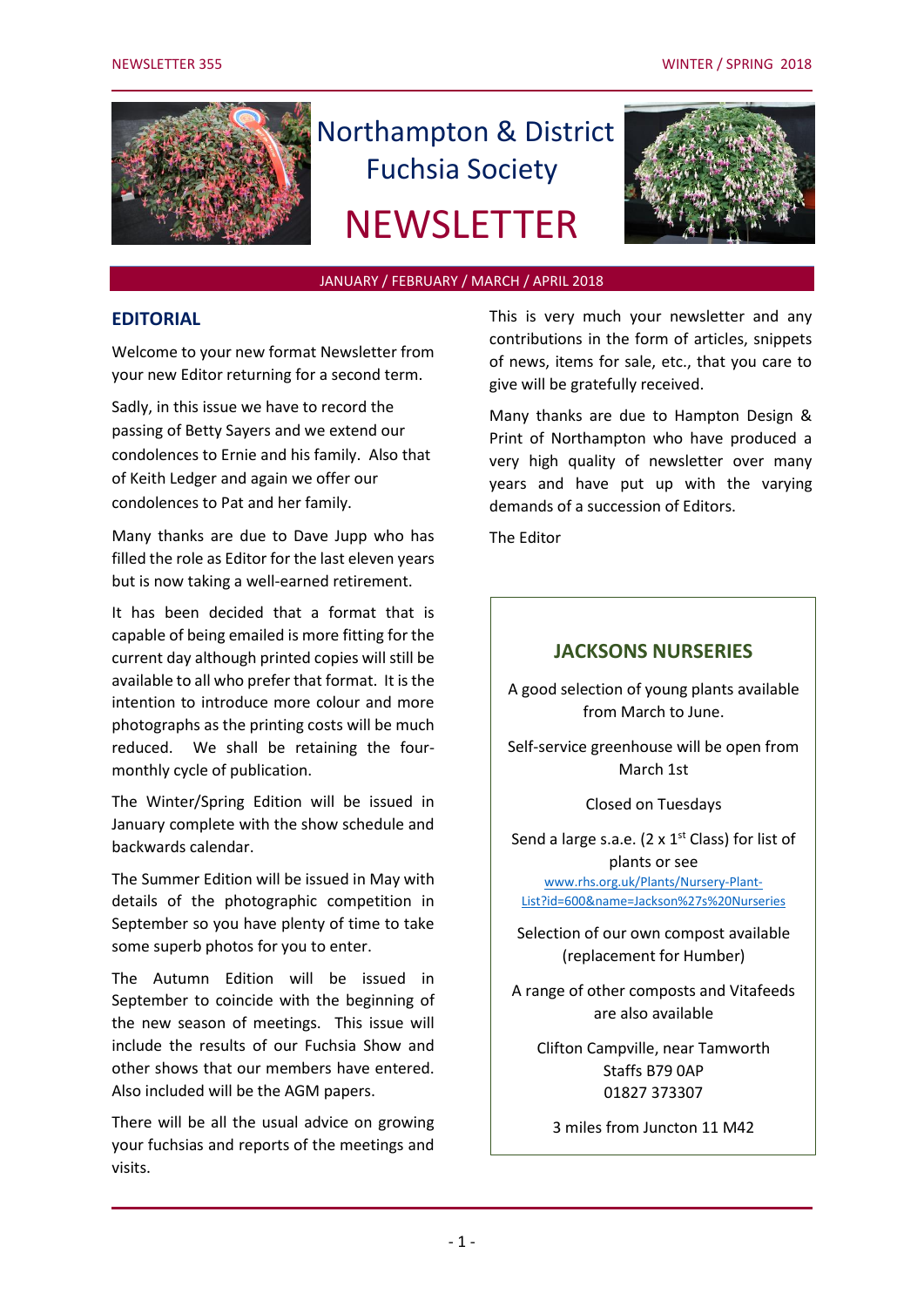# Northampton & District Fuchsia Society

# NEWSLETTER

JANUARY / FEBRUARY / MARCH / APRIL 2018

## EDITORIAL

Welcome to your new format Newsletter from your new Editor returning for a second term.

Sadly, in this issue we have to record the passing of Betty Sayers and we extend our condolences to Ernie and his family. Also that of Keith Ledger and again we offer our condolences to Pat and her family.

Many thanks are due to Dave Jupp who has filled the role as Editor for the last eleven years but is now taking a well-earned retirement.

It has been decided that a format that is capable of being emailed is more fitting for the current day although printed copies will still be available to all who prefer that format. It is the intention to introduce more colour and more photographs as the printing costs will be much reduced. We shall be retaining the four-monthly cycle of publication.

The Winter/Spring Edition will be issued in January complete with the show schedule and backwards calendar.

The Summer Edition will be issued in May with details of the photographic competition in September so you have plenty of time to take some superb photos for you to enter.

The Autumn Edition will be issued in September to coincide with the beginning of the new season of meetings. This issue will include the results of our Fuchsia Show and other shows that our members have entered. Also included will be the AGM papers.

There will be all the usual advice on growing your fuchsias and reports of the meetings and visits.

This is very much your newsletter and any contributions in the form of articles, snippets of news, items for sale, etc., that you care to give will be gratefully received.

Many thanks are due to Hampton Design & Print of Northampton who have produced a very high quality of newsletter over many years and have put up with the varying demands of a succession of Editors.

The Editor

## JACKSONS NURSERIES

A good selection of young plants available from March to June.

Self-service greenhouse will be open from March 1st

Closed on Tuesdays

Send a large s.a.e. (2 x 1st Class) for list of plants or see www.rhs.org.uk/Plants/Nursery-Plant-List?id=600&name=Jackson%27s%20Nurseries

Selection of our own compost available (replacement for Humber)

A range of other composts and Vitafeeds are also available

Clifton Campville, near Tamworth
Staffs B79 0AP
01827 373307

3 miles from Juncton 11 M42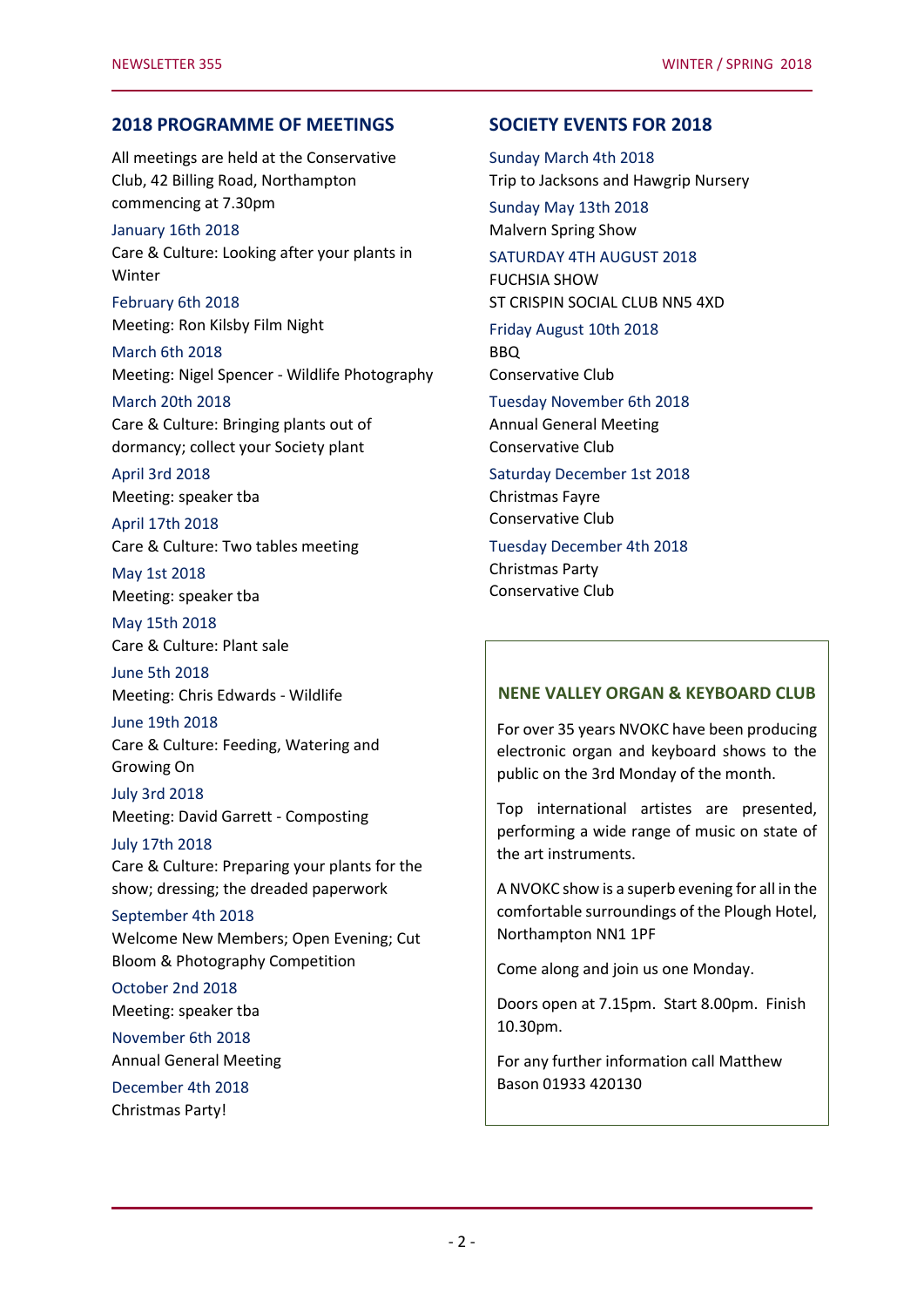## 2018 PROGRAMME OF MEETINGS

All meetings are held at the Conservative Club, 42 Billing Road, Northampton commencing at 7.30pm

January 16th 2018
Care & Culture: Looking after your plants in Winter

February 6th 2018
Meeting: Ron Kilsby Film Night

March 6th 2018
Meeting: Nigel Spencer - Wildlife Photography

March 20th 2018
Care & Culture: Bringing plants out of dormancy; collect your Society plant

April 3rd 2018
Meeting: speaker tba

April 17th 2018
Care & Culture: Two tables meeting

May 1st 2018
Meeting: speaker tba

May 15th 2018
Care & Culture: Plant sale

June 5th 2018
Meeting: Chris Edwards - Wildlife

June 19th 2018
Care & Culture: Feeding, Watering and Growing On

July 3rd 2018
Meeting: David Garrett - Composting

July 17th 2018
Care & Culture: Preparing your plants for the show; dressing; the dreaded paperwork

September 4th 2018
Welcome New Members; Open Evening; Cut Bloom & Photography Competition

October 2nd 2018
Meeting: speaker tba

November 6th 2018
Annual General Meeting

December 4th 2018
Christmas Party!

## SOCIETY EVENTS FOR 2018

Sunday March 4th 2018
Trip to Jacksons and Hawgrip Nursery

Sunday May 13th 2018
Malvern Spring Show

SATURDAY 4TH AUGUST 2018
FUCHSIA SHOW
ST CRISPIN SOCIAL CLUB NN5 4XD

Friday August 10th 2018
BBQ
Conservative Club

Tuesday November 6th 2018
Annual General Meeting
Conservative Club

Saturday December 1st 2018
Christmas Fayre
Conservative Club

Tuesday December 4th 2018
Christmas Party
Conservative Club

### NENE VALLEY ORGAN & KEYBOARD CLUB

For over 35 years NVOKC have been producing electronic organ and keyboard shows to the public on the 3rd Monday of the month.

Top international artistes are presented, performing a wide range of music on state of the art instruments.

A NVOKC show is a superb evening for all in the comfortable surroundings of the Plough Hotel, Northampton NN1 1PF

Come along and join us one Monday.

Doors open at 7.15pm. Start 8.00pm. Finish 10.30pm.

For any further information call Matthew Bason 01933 420130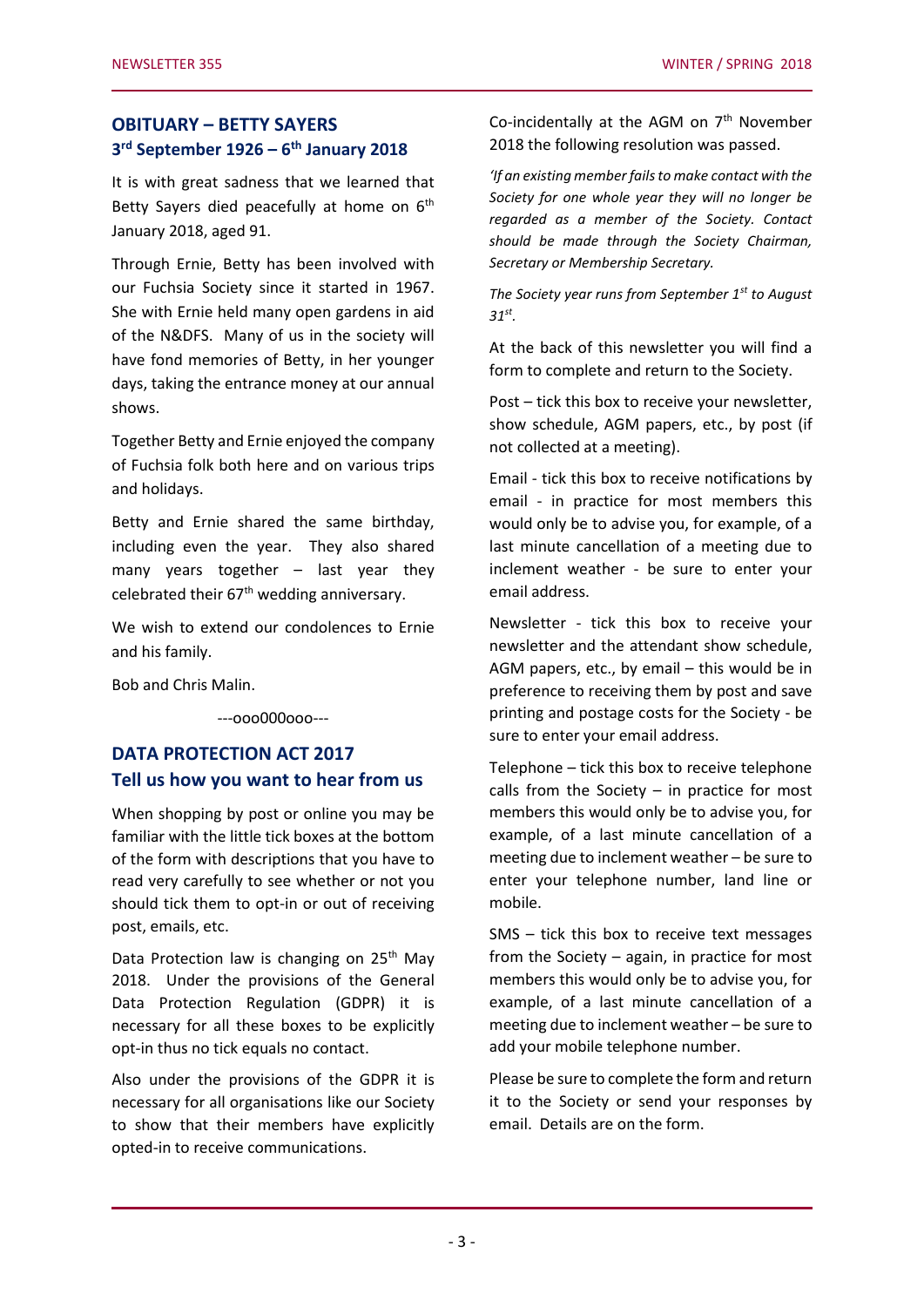## OBITUARY – BETTY SAYERS
### 3rd September 1926 – 6th January 2018

It is with great sadness that we learned that Betty Sayers died peacefully at home on 6th January 2018, aged 91.

Through Ernie, Betty has been involved with our Fuchsia Society since it started in 1967. She with Ernie held many open gardens in aid of the N&DFS. Many of us in the society will have fond memories of Betty, in her younger days, taking the entrance money at our annual shows.

Together Betty and Ernie enjoyed the company of Fuchsia folk both here and on various trips and holidays.

Betty and Ernie shared the same birthday, including even the year. They also shared many years together – last year they celebrated their 67th wedding anniversary.

We wish to extend our condolences to Ernie and his family.

Bob and Chris Malin.

---ooo000ooo---

## DATA PROTECTION ACT 2017
### Tell us how you want to hear from us

When shopping by post or online you may be familiar with the little tick boxes at the bottom of the form with descriptions that you have to read very carefully to see whether or not you should tick them to opt-in or out of receiving post, emails, etc.

Data Protection law is changing on 25th May 2018. Under the provisions of the General Data Protection Regulation (GDPR) it is necessary for all these boxes to be explicitly opt-in thus no tick equals no contact.

Also under the provisions of the GDPR it is necessary for all organisations like our Society to show that their members have explicitly opted-in to receive communications.

Co-incidentally at the AGM on 7th November 2018 the following resolution was passed.

*'If an existing member fails to make contact with the Society for one whole year they will no longer be regarded as a member of the Society. Contact should be made through the Society Chairman, Secretary or Membership Secretary.*

*The Society year runs from September 1st to August 31st.*

At the back of this newsletter you will find a form to complete and return to the Society.

Post – tick this box to receive your newsletter, show schedule, AGM papers, etc., by post (if not collected at a meeting).

Email - tick this box to receive notifications by email - in practice for most members this would only be to advise you, for example, of a last minute cancellation of a meeting due to inclement weather - be sure to enter your email address.

Newsletter - tick this box to receive your newsletter and the attendant show schedule, AGM papers, etc., by email – this would be in preference to receiving them by post and save printing and postage costs for the Society - be sure to enter your email address.

Telephone – tick this box to receive telephone calls from the Society – in practice for most members this would only be to advise you, for example, of a last minute cancellation of a meeting due to inclement weather – be sure to enter your telephone number, land line or mobile.

SMS – tick this box to receive text messages from the Society – again, in practice for most members this would only be to advise you, for example, of a last minute cancellation of a meeting due to inclement weather – be sure to add your mobile telephone number.

Please be sure to complete the form and return it to the Society or send your responses by email. Details are on the form.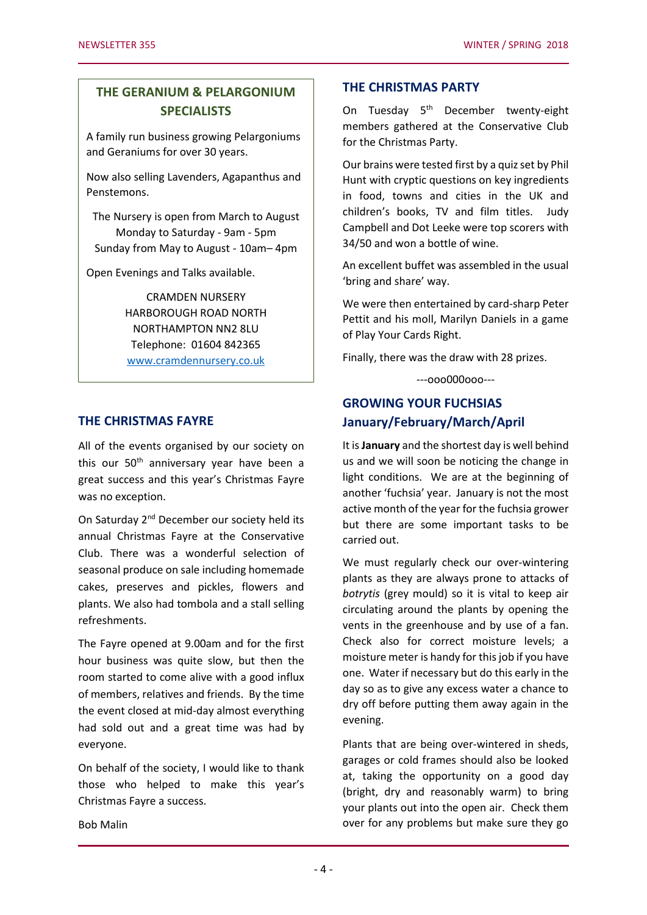## THE GERANIUM & PELARGONIUM SPECIALISTS

A family run business growing Pelargoniums and Geraniums for over 30 years.

Now also selling Lavenders, Agapanthus and Penstemons.

The Nursery is open from March to August
Monday to Saturday - 9am - 5pm
Sunday from May to August - 10am– 4pm

Open Evenings and Talks available.

CRAMDEN NURSERY
HARBOROUGH ROAD NORTH
NORTHAMPTON NN2 8LU
Telephone: 01604 842365
www.cramdennursery.co.uk

## THE CHRISTMAS FAYRE

All of the events organised by our society on this our 50th anniversary year have been a great success and this year's Christmas Fayre was no exception.

On Saturday 2nd December our society held its annual Christmas Fayre at the Conservative Club. There was a wonderful selection of seasonal produce on sale including homemade cakes, preserves and pickles, flowers and plants. We also had tombola and a stall selling refreshments.

The Fayre opened at 9.00am and for the first hour business was quite slow, but then the room started to come alive with a good influx of members, relatives and friends. By the time the event closed at mid-day almost everything had sold out and a great time was had by everyone.

On behalf of the society, I would like to thank those who helped to make this year's Christmas Fayre a success.

Bob Malin

## THE CHRISTMAS PARTY

On Tuesday 5th December twenty-eight members gathered at the Conservative Club for the Christmas Party.

Our brains were tested first by a quiz set by Phil Hunt with cryptic questions on key ingredients in food, towns and cities in the UK and children's books, TV and film titles. Judy Campbell and Dot Leeke were top scorers with 34/50 and won a bottle of wine.

An excellent buffet was assembled in the usual 'bring and share' way.

We were then entertained by card-sharp Peter Pettit and his moll, Marilyn Daniels in a game of Play Your Cards Right.

Finally, there was the draw with 28 prizes.

---ooo000ooo---

## GROWING YOUR FUCHSIAS January/February/March/April

It is **January** and the shortest day is well behind us and we will soon be noticing the change in light conditions. We are at the beginning of another 'fuchsia' year. January is not the most active month of the year for the fuchsia grower but there are some important tasks to be carried out.

We must regularly check our over-wintering plants as they are always prone to attacks of *botrytis* (grey mould) so it is vital to keep air circulating around the plants by opening the vents in the greenhouse and by use of a fan. Check also for correct moisture levels; a moisture meter is handy for this job if you have one. Water if necessary but do this early in the day so as to give any excess water a chance to dry off before putting them away again in the evening.

Plants that are being over-wintered in sheds, garages or cold frames should also be looked at, taking the opportunity on a good day (bright, dry and reasonably warm) to bring your plants out into the open air. Check them over for any problems but make sure they go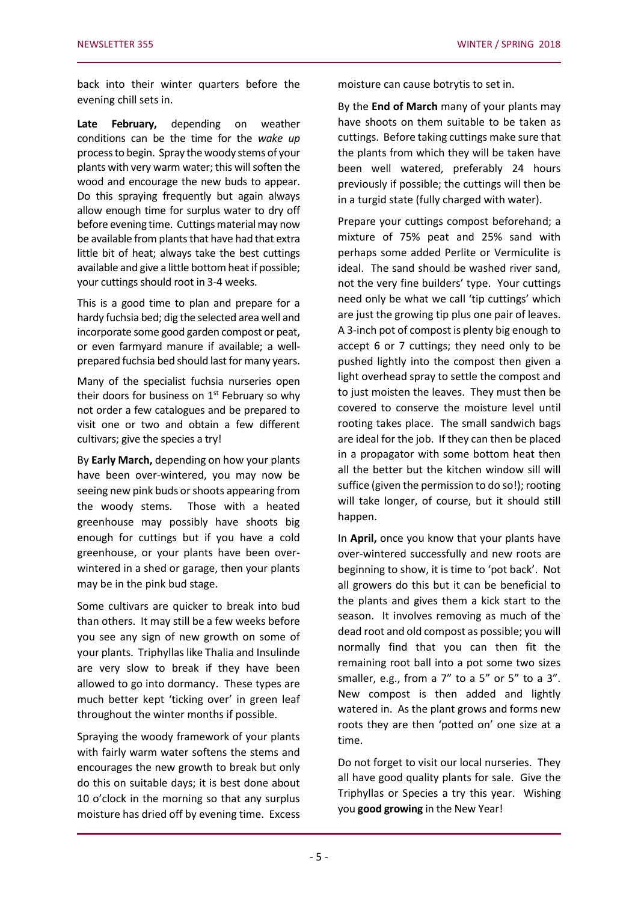back into their winter quarters before the evening chill sets in.

**Late February,** depending on weather conditions can be the time for the *wake up* process to begin. Spray the woody stems of your plants with very warm water; this will soften the wood and encourage the new buds to appear. Do this spraying frequently but again always allow enough time for surplus water to dry off before evening time. Cuttings material may now be available from plants that have had that extra little bit of heat; always take the best cuttings available and give a little bottom heat if possible; your cuttings should root in 3-4 weeks.

This is a good time to plan and prepare for a hardy fuchsia bed; dig the selected area well and incorporate some good garden compost or peat, or even farmyard manure if available; a well-prepared fuchsia bed should last for many years.

Many of the specialist fuchsia nurseries open their doors for business on 1st February so why not order a few catalogues and be prepared to visit one or two and obtain a few different cultivars; give the species a try!

By **Early March,** depending on how your plants have been over-wintered, you may now be seeing new pink buds or shoots appearing from the woody stems. Those with a heated greenhouse may possibly have shoots big enough for cuttings but if you have a cold greenhouse, or your plants have been over-wintered in a shed or garage, then your plants may be in the pink bud stage.

Some cultivars are quicker to break into bud than others. It may still be a few weeks before you see any sign of new growth on some of your plants. Triphyllas like Thalia and Insulinde are very slow to break if they have been allowed to go into dormancy. These types are much better kept 'ticking over' in green leaf throughout the winter months if possible.

Spraying the woody framework of your plants with fairly warm water softens the stems and encourages the new growth to break but only do this on suitable days; it is best done about 10 o'clock in the morning so that any surplus moisture has dried off by evening time. Excess moisture can cause botrytis to set in.

By the **End of March** many of your plants may have shoots on them suitable to be taken as cuttings. Before taking cuttings make sure that the plants from which they will be taken have been well watered, preferably 24 hours previously if possible; the cuttings will then be in a turgid state (fully charged with water).

Prepare your cuttings compost beforehand; a mixture of 75% peat and 25% sand with perhaps some added Perlite or Vermiculite is ideal. The sand should be washed river sand, not the very fine builders' type. Your cuttings need only be what we call 'tip cuttings' which are just the growing tip plus one pair of leaves. A 3-inch pot of compost is plenty big enough to accept 6 or 7 cuttings; they need only to be pushed lightly into the compost then given a light overhead spray to settle the compost and to just moisten the leaves. They must then be covered to conserve the moisture level until rooting takes place. The small sandwich bags are ideal for the job. If they can then be placed in a propagator with some bottom heat then all the better but the kitchen window sill will suffice (given the permission to do so!); rooting will take longer, of course, but it should still happen.

In **April,** once you know that your plants have over-wintered successfully and new roots are beginning to show, it is time to 'pot back'. Not all growers do this but it can be beneficial to the plants and gives them a kick start to the season. It involves removing as much of the dead root and old compost as possible; you will normally find that you can then fit the remaining root ball into a pot some two sizes smaller, e.g., from a 7" to a 5" or 5" to a 3". New compost is then added and lightly watered in. As the plant grows and forms new roots they are then 'potted on' one size at a time.

Do not forget to visit our local nurseries. They all have good quality plants for sale. Give the Triphyllas or Species a try this year. Wishing you **good growing** in the New Year!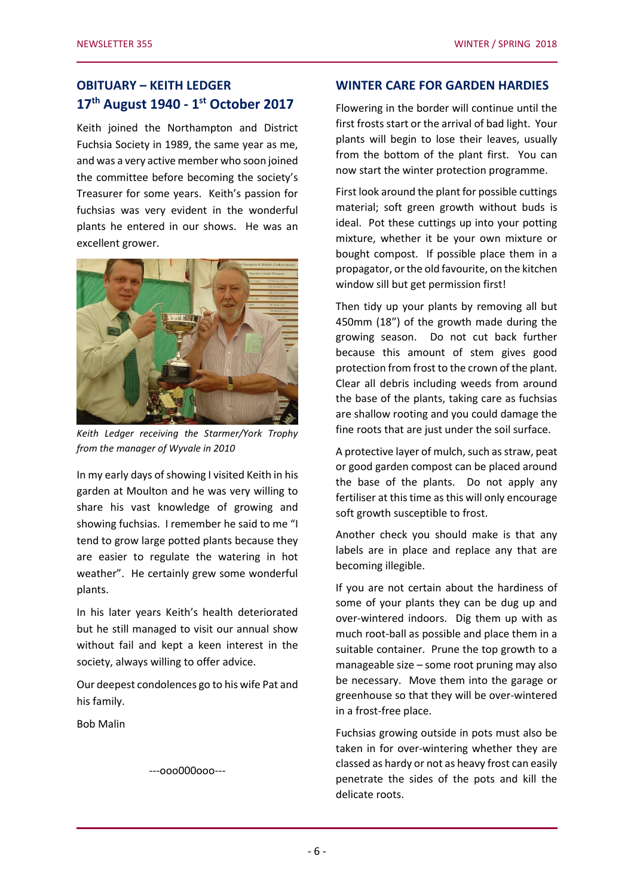## OBITUARY – KEITH LEDGER

## 17th August 1940 - 1st October 2017

Keith joined the Northampton and District Fuchsia Society in 1989, the same year as me, and was a very active member who soon joined the committee before becoming the society's Treasurer for some years. Keith's passion for fuchsias was very evident in the wonderful plants he entered in our shows. He was an excellent grower.

*Keith Ledger receiving the Starmer/York Trophy from the manager of Wyvale in 2010*

In my early days of showing I visited Keith in his garden at Moulton and he was very willing to share his vast knowledge of growing and showing fuchsias. I remember he said to me "I tend to grow large potted plants because they are easier to regulate the watering in hot weather". He certainly grew some wonderful plants.

In his later years Keith's health deteriorated but he still managed to visit our annual show without fail and kept a keen interest in the society, always willing to offer advice.

Our deepest condolences go to his wife Pat and his family.

Bob Malin

---ooo000ooo---

## WINTER CARE FOR GARDEN HARDIES

Flowering in the border will continue until the first frosts start or the arrival of bad light. Your plants will begin to lose their leaves, usually from the bottom of the plant first. You can now start the winter protection programme.

First look around the plant for possible cuttings material; soft green growth without buds is ideal. Pot these cuttings up into your potting mixture, whether it be your own mixture or bought compost. If possible place them in a propagator, or the old favourite, on the kitchen window sill but get permission first!

Then tidy up your plants by removing all but 450mm (18") of the growth made during the growing season. Do not cut back further because this amount of stem gives good protection from frost to the crown of the plant. Clear all debris including weeds from around the base of the plants, taking care as fuchsias are shallow rooting and you could damage the fine roots that are just under the soil surface.

A protective layer of mulch, such as straw, peat or good garden compost can be placed around the base of the plants. Do not apply any fertiliser at this time as this will only encourage soft growth susceptible to frost.

Another check you should make is that any labels are in place and replace any that are becoming illegible.

If you are not certain about the hardiness of some of your plants they can be dug up and over-wintered indoors. Dig them up with as much root-ball as possible and place them in a suitable container. Prune the top growth to a manageable size – some root pruning may also be necessary. Move them into the garage or greenhouse so that they will be over-wintered in a frost-free place.

Fuchsias growing outside in pots must also be taken in for over-wintering whether they are classed as hardy or not as heavy frost can easily penetrate the sides of the pots and kill the delicate roots.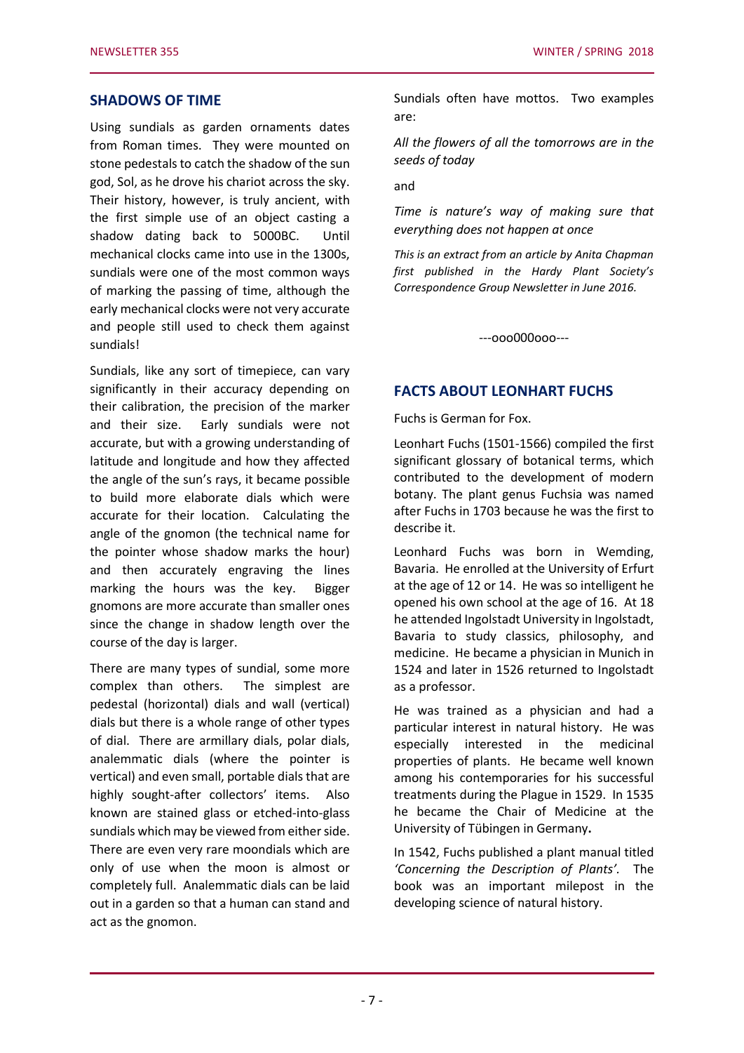## SHADOWS OF TIME

Using sundials as garden ornaments dates from Roman times. They were mounted on stone pedestals to catch the shadow of the sun god, Sol, as he drove his chariot across the sky. Their history, however, is truly ancient, with the first simple use of an object casting a shadow dating back to 5000BC. Until mechanical clocks came into use in the 1300s, sundials were one of the most common ways of marking the passing of time, although the early mechanical clocks were not very accurate and people still used to check them against sundials!

Sundials, like any sort of timepiece, can vary significantly in their accuracy depending on their calibration, the precision of the marker and their size. Early sundials were not accurate, but with a growing understanding of latitude and longitude and how they affected the angle of the sun's rays, it became possible to build more elaborate dials which were accurate for their location. Calculating the angle of the gnomon (the technical name for the pointer whose shadow marks the hour) and then accurately engraving the lines marking the hours was the key. Bigger gnomons are more accurate than smaller ones since the change in shadow length over the course of the day is larger.

There are many types of sundial, some more complex than others. The simplest are pedestal (horizontal) dials and wall (vertical) dials but there is a whole range of other types of dial. There are armillary dials, polar dials, analemmatic dials (where the pointer is vertical) and even small, portable dials that are highly sought-after collectors' items. Also known are stained glass or etched-into-glass sundials which may be viewed from either side. There are even very rare moondials which are only of use when the moon is almost or completely full. Analemmatic dials can be laid out in a garden so that a human can stand and act as the gnomon.

Sundials often have mottos. Two examples are:

*All the flowers of all the tomorrows are in the seeds of today*

and

*Time is nature's way of making sure that everything does not happen at once*

*This is an extract from an article by Anita Chapman first published in the Hardy Plant Society's Correspondence Group Newsletter in June 2016.*

---ooo000ooo---

## FACTS ABOUT LEONHART FUCHS

Fuchs is German for Fox.

Leonhart Fuchs (1501-1566) compiled the first significant glossary of botanical terms, which contributed to the development of modern botany. The plant genus Fuchsia was named after Fuchs in 1703 because he was the first to describe it.

Leonhard Fuchs was born in Wemding, Bavaria. He enrolled at the University of Erfurt at the age of 12 or 14. He was so intelligent he opened his own school at the age of 16. At 18 he attended Ingolstadt University in Ingolstadt, Bavaria to study classics, philosophy, and medicine. He became a physician in Munich in 1524 and later in 1526 returned to Ingolstadt as a professor.

He was trained as a physician and had a particular interest in natural history. He was especially interested in the medicinal properties of plants. He became well known among his contemporaries for his successful treatments during the Plague in 1529. In 1535 he became the Chair of Medicine at the University of Tübingen in Germany.

In 1542, Fuchs published a plant manual titled *'Concerning the Description of Plants'*. The book was an important milepost in the developing science of natural history.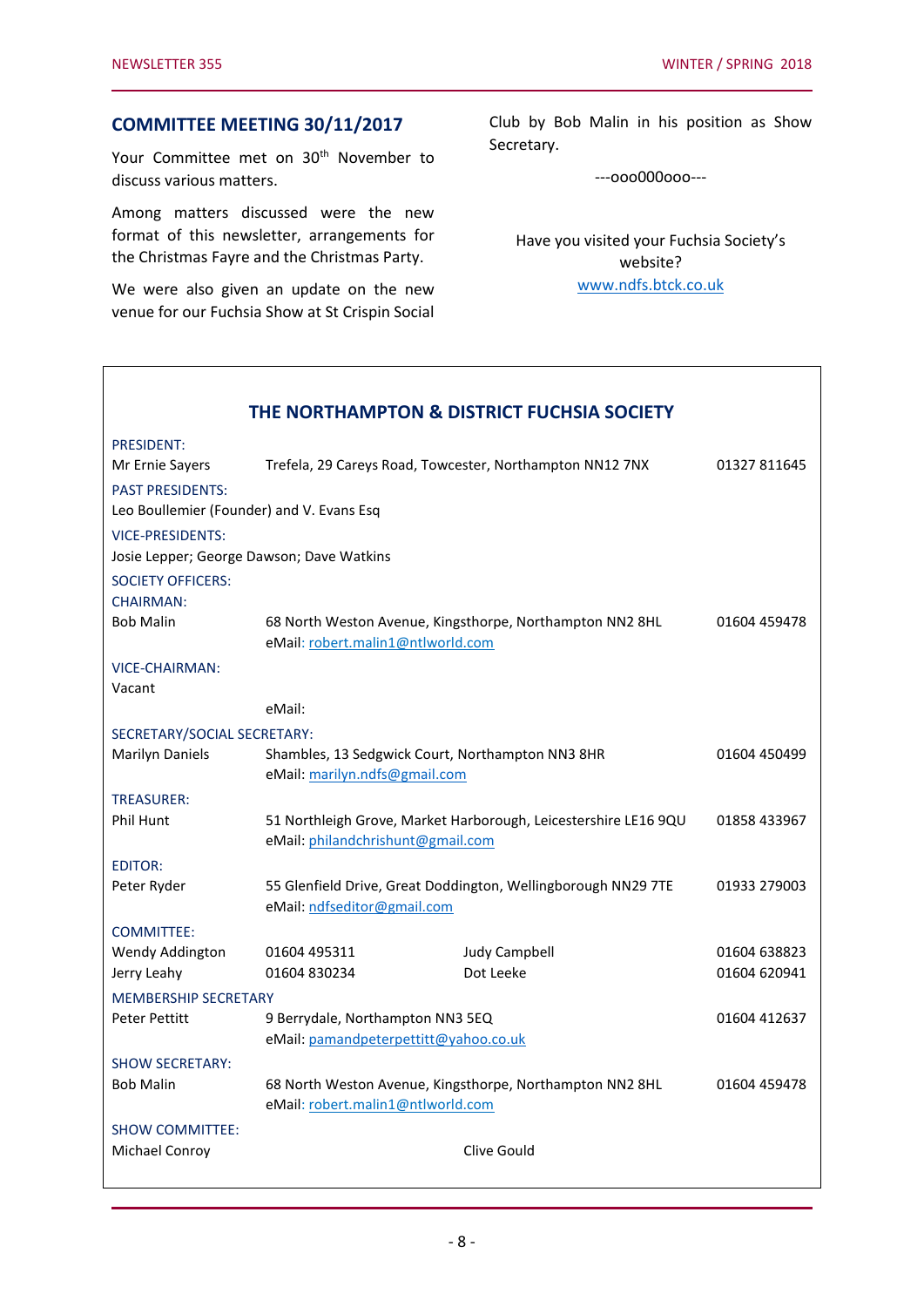## COMMITTEE MEETING 30/11/2017

Your Committee met on 30th November to discuss various matters.

Among matters discussed were the new format of this newsletter, arrangements for the Christmas Fayre and the Christmas Party.

We were also given an update on the new venue for our Fuchsia Show at St Crispin Social Club by Bob Malin in his position as Show Secretary.

---ooo000ooo---

Have you visited your Fuchsia Society's website?
[www.ndfs.btck.co.uk](http://www.ndfs.btck.co.uk)

## THE NORTHAMPTON & DISTRICT FUCHSIA SOCIETY

PRESIDENT:
Mr Ernie Sayers — Trefela, 29 Careys Road, Towcester, Northampton NN12 7NX — 01327 811645

PAST PRESIDENTS:
Leo Boullemier (Founder) and V. Evans Esq

VICE-PRESIDENTS:
Josie Lepper; George Dawson; Dave Watkins

SOCIETY OFFICERS:

CHAIRMAN:
Bob Malin — 68 North Weston Avenue, Kingsthorpe, Northampton NN2 8HL — 01604 459478
eMail: robert.malin1@ntlworld.com

VICE-CHAIRMAN:
Vacant
eMail:

SECRETARY/SOCIAL SECRETARY:
Marilyn Daniels — Shambles, 13 Sedgwick Court, Northampton NN3 8HR — 01604 450499
eMail: marilyn.ndfs@gmail.com

TREASURER:
Phil Hunt — 51 Northleigh Grove, Market Harborough, Leicestershire LE16 9QU — 01858 433967
eMail: philandchrishunt@gmail.com

EDITOR:
Peter Ryder — 55 Glenfield Drive, Great Doddington, Wellingborough NN29 7TE — 01933 279003
eMail: ndfseditor@gmail.com

COMMITTEE:

| | | | |
|---|---|---|---|
| Wendy Addington | 01604 495311 | Judy Campbell | 01604 638823 |
| Jerry Leahy | 01604 830234 | Dot Leeke | 01604 620941 |

MEMBERSHIP SECRETARY
Peter Pettitt — 9 Berrydale, Northampton NN3 5EQ — 01604 412637
eMail: pamandpeterpettitt@yahoo.co.uk

SHOW SECRETARY:
Bob Malin — 68 North Weston Avenue, Kingsthorpe, Northampton NN2 8HL — 01604 459478
eMail: robert.malin1@ntlworld.com

SHOW COMMITTEE:
Michael Conroy — Clive Gould